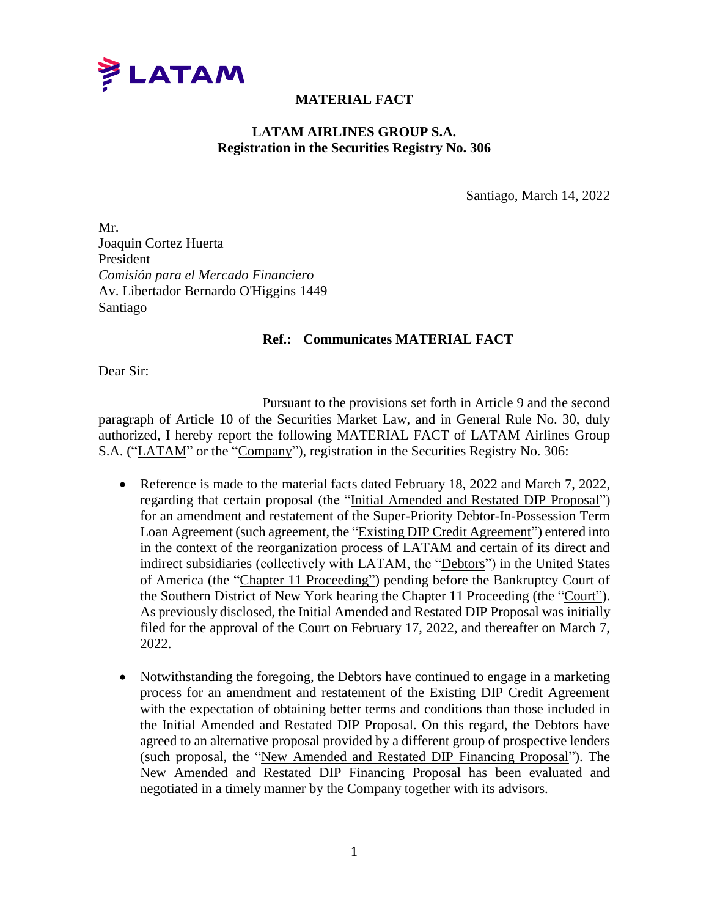**MATERIAL FACT**

**LATAM AIRLINES GROUP S.A.**
**Registration in the Securities Registry No. 306**

Santiago, March 14, 2022

Mr.
Joaquin Cortez Huerta
President
*Comisión para el Mercado Financiero*
Av. Libertador Bernardo O'Higgins 1449
Santiago

**Ref.: Communicates MATERIAL FACT**

Dear Sir:

Pursuant to the provisions set forth in Article 9 and the second paragraph of Article 10 of the Securities Market Law, and in General Rule No. 30, duly authorized, I hereby report the following MATERIAL FACT of LATAM Airlines Group S.A. ("LATAM" or the "Company"), registration in the Securities Registry No. 306:

- Reference is made to the material facts dated February 18, 2022 and March 7, 2022, regarding that certain proposal (the "Initial Amended and Restated DIP Proposal") for an amendment and restatement of the Super-Priority Debtor-In-Possession Term Loan Agreement (such agreement, the "Existing DIP Credit Agreement") entered into in the context of the reorganization process of LATAM and certain of its direct and indirect subsidiaries (collectively with LATAM, the "Debtors") in the United States of America (the "Chapter 11 Proceeding") pending before the Bankruptcy Court of the Southern District of New York hearing the Chapter 11 Proceeding (the "Court"). As previously disclosed, the Initial Amended and Restated DIP Proposal was initially filed for the approval of the Court on February 17, 2022, and thereafter on March 7, 2022.

- Notwithstanding the foregoing, the Debtors have continued to engage in a marketing process for an amendment and restatement of the Existing DIP Credit Agreement with the expectation of obtaining better terms and conditions than those included in the Initial Amended and Restated DIP Proposal. On this regard, the Debtors have agreed to an alternative proposal provided by a different group of prospective lenders (such proposal, the "New Amended and Restated DIP Financing Proposal"). The New Amended and Restated DIP Financing Proposal has been evaluated and negotiated in a timely manner by the Company together with its advisors.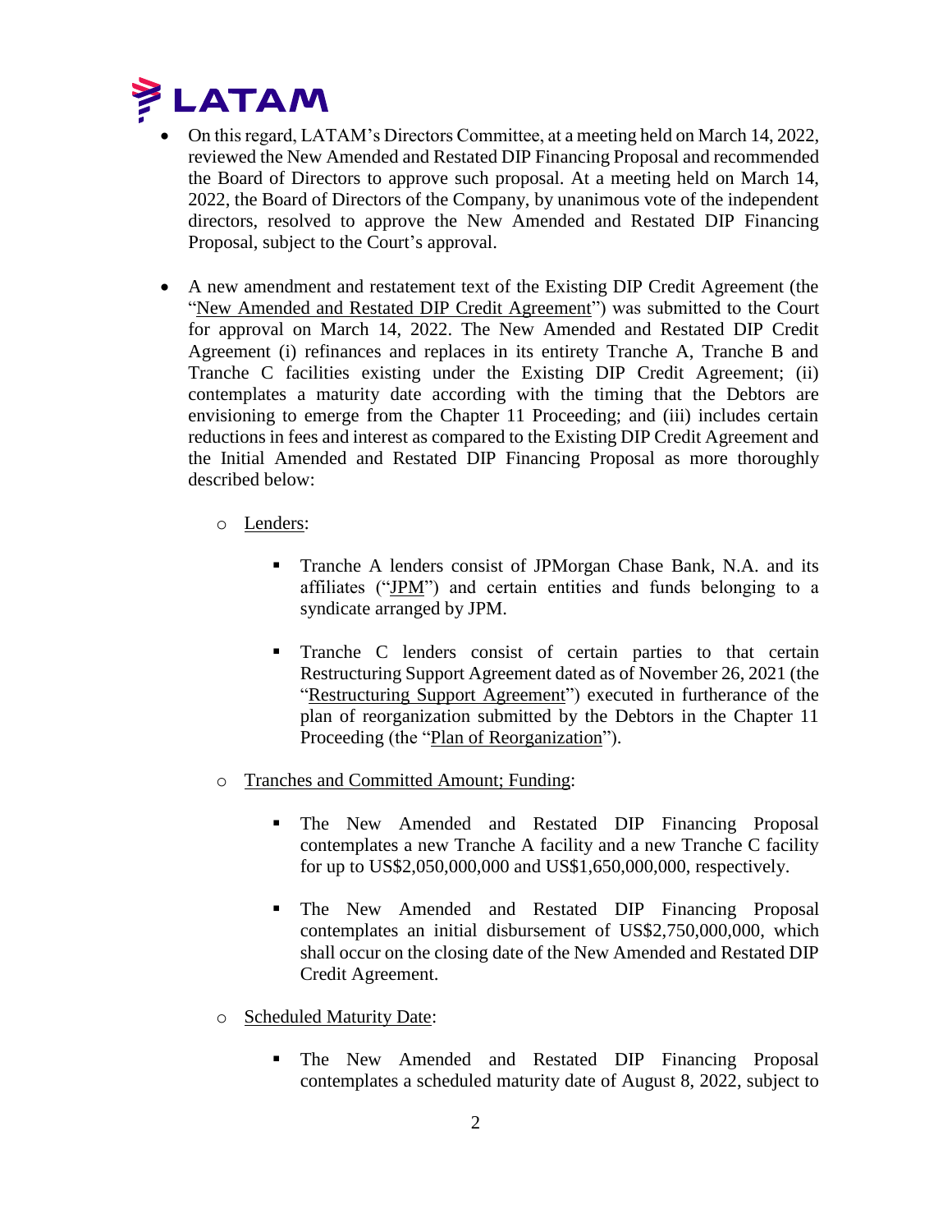- On this regard, LATAM's Directors Committee, at a meeting held on March 14, 2022, reviewed the New Amended and Restated DIP Financing Proposal and recommended the Board of Directors to approve such proposal. At a meeting held on March 14, 2022, the Board of Directors of the Company, by unanimous vote of the independent directors, resolved to approve the New Amended and Restated DIP Financing Proposal, subject to the Court's approval.

- A new amendment and restatement text of the Existing DIP Credit Agreement (the "<u>New Amended and Restated DIP Credit Agreement</u>") was submitted to the Court for approval on March 14, 2022. The New Amended and Restated DIP Credit Agreement (i) refinances and replaces in its entirety Tranche A, Tranche B and Tranche C facilities existing under the Existing DIP Credit Agreement; (ii) contemplates a maturity date according with the timing that the Debtors are envisioning to emerge from the Chapter 11 Proceeding; and (iii) includes certain reductions in fees and interest as compared to the Existing DIP Credit Agreement and the Initial Amended and Restated DIP Financing Proposal as more thoroughly described below:

    - <u>Lenders</u>:

        - Tranche A lenders consist of JPMorgan Chase Bank, N.A. and its affiliates ("<u>JPM</u>") and certain entities and funds belonging to a syndicate arranged by JPM.

        - Tranche C lenders consist of certain parties to that certain Restructuring Support Agreement dated as of November 26, 2021 (the "<u>Restructuring Support Agreement</u>") executed in furtherance of the plan of reorganization submitted by the Debtors in the Chapter 11 Proceeding (the "<u>Plan of Reorganization</u>").

    - <u>Tranches and Committed Amount; Funding</u>:

        - The New Amended and Restated DIP Financing Proposal contemplates a new Tranche A facility and a new Tranche C facility for up to US$2,050,000,000 and US$1,650,000,000, respectively.

        - The New Amended and Restated DIP Financing Proposal contemplates an initial disbursement of US$2,750,000,000, which shall occur on the closing date of the New Amended and Restated DIP Credit Agreement.

    - <u>Scheduled Maturity Date</u>:

        - The New Amended and Restated DIP Financing Proposal contemplates a scheduled maturity date of August 8, 2022, subject to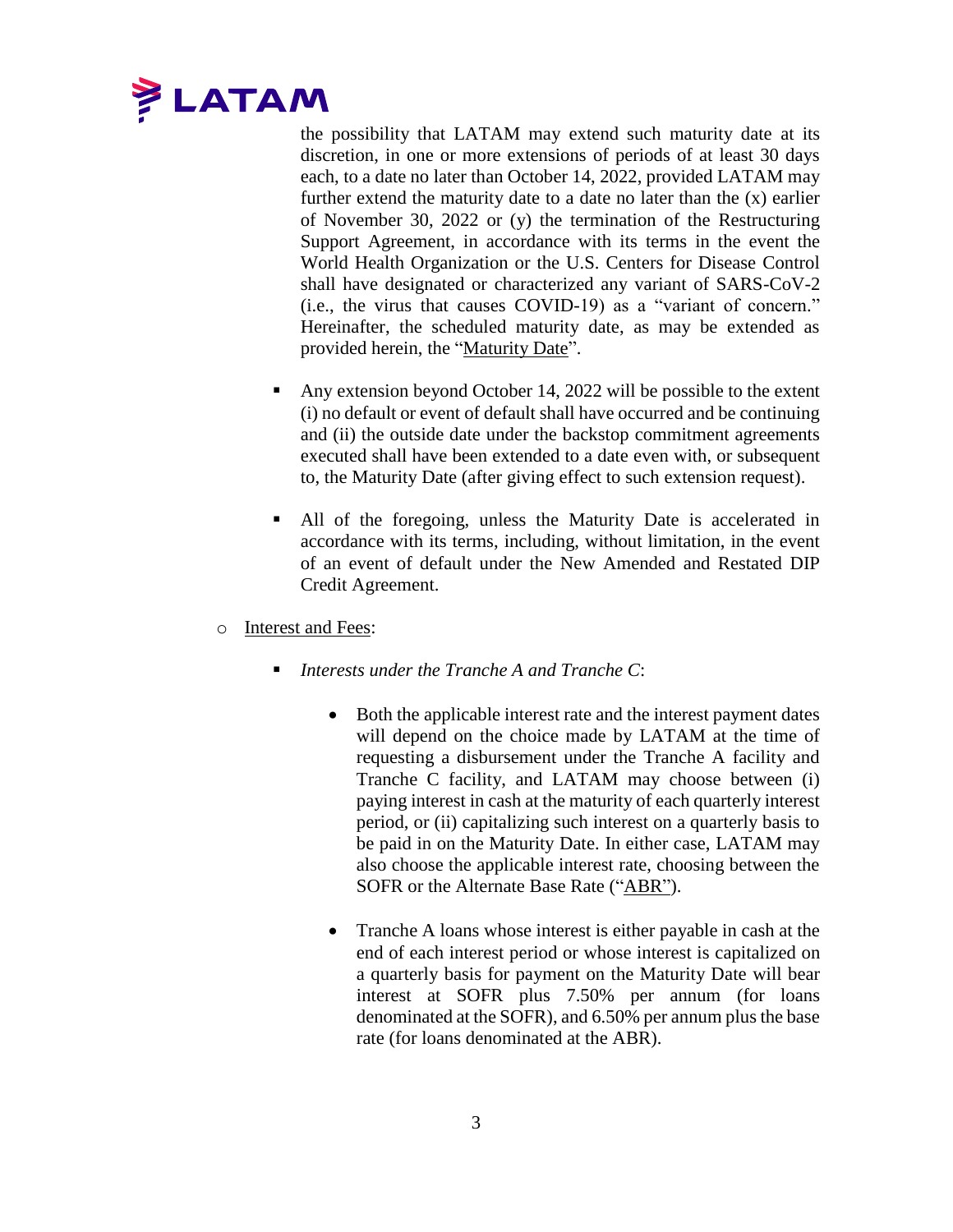the possibility that LATAM may extend such maturity date at its discretion, in one or more extensions of periods of at least 30 days each, to a date no later than October 14, 2022, provided LATAM may further extend the maturity date to a date no later than the (x) earlier of November 30, 2022 or (y) the termination of the Restructuring Support Agreement, in accordance with its terms in the event the World Health Organization or the U.S. Centers for Disease Control shall have designated or characterized any variant of SARS-CoV-2 (i.e., the virus that causes COVID-19) as a "variant of concern." Hereinafter, the scheduled maturity date, as may be extended as provided herein, the "Maturity Date".

- Any extension beyond October 14, 2022 will be possible to the extent (i) no default or event of default shall have occurred and be continuing and (ii) the outside date under the backstop commitment agreements executed shall have been extended to a date even with, or subsequent to, the Maturity Date (after giving effect to such extension request).

- All of the foregoing, unless the Maturity Date is accelerated in accordance with its terms, including, without limitation, in the event of an event of default under the New Amended and Restated DIP Credit Agreement.

- Interest and Fees:

  - *Interests under the Tranche A and Tranche C*:

    - Both the applicable interest rate and the interest payment dates will depend on the choice made by LATAM at the time of requesting a disbursement under the Tranche A facility and Tranche C facility, and LATAM may choose between (i) paying interest in cash at the maturity of each quarterly interest period, or (ii) capitalizing such interest on a quarterly basis to be paid in on the Maturity Date. In either case, LATAM may also choose the applicable interest rate, choosing between the SOFR or the Alternate Base Rate ("ABR").

    - Tranche A loans whose interest is either payable in cash at the end of each interest period or whose interest is capitalized on a quarterly basis for payment on the Maturity Date will bear interest at SOFR plus 7.50% per annum (for loans denominated at the SOFR), and 6.50% per annum plus the base rate (for loans denominated at the ABR).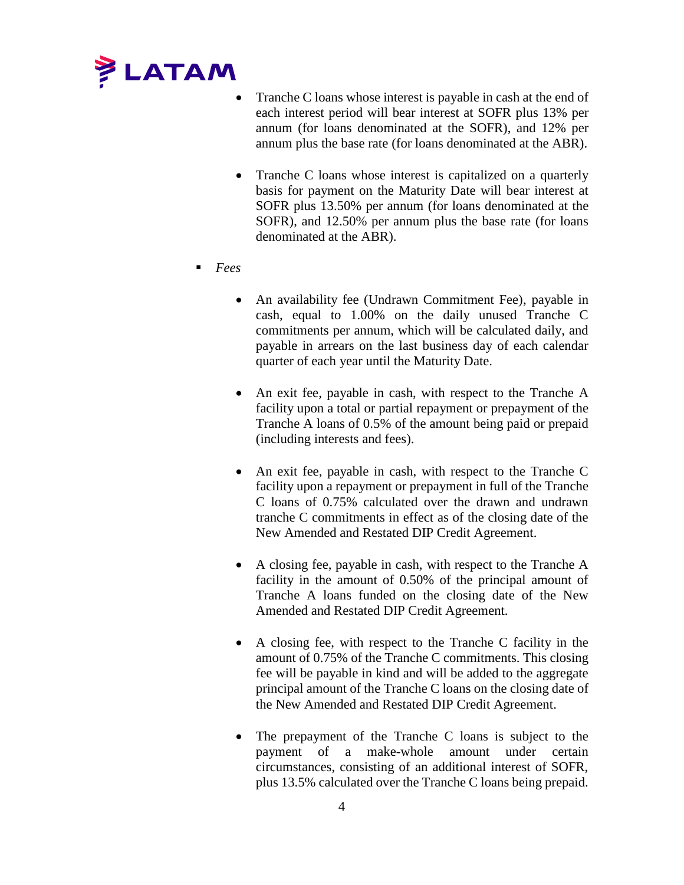- Tranche C loans whose interest is payable in cash at the end of each interest period will bear interest at SOFR plus 13% per annum (for loans denominated at the SOFR), and 12% per annum plus the base rate (for loans denominated at the ABR).

- Tranche C loans whose interest is capitalized on a quarterly basis for payment on the Maturity Date will bear interest at SOFR plus 13.50% per annum (for loans denominated at the SOFR), and 12.50% per annum plus the base rate (for loans denominated at the ABR).

- *Fees*

  - An availability fee (Undrawn Commitment Fee), payable in cash, equal to 1.00% on the daily unused Tranche C commitments per annum, which will be calculated daily, and payable in arrears on the last business day of each calendar quarter of each year until the Maturity Date.

  - An exit fee, payable in cash, with respect to the Tranche A facility upon a total or partial repayment or prepayment of the Tranche A loans of 0.5% of the amount being paid or prepaid (including interests and fees).

  - An exit fee, payable in cash, with respect to the Tranche C facility upon a repayment or prepayment in full of the Tranche C loans of 0.75% calculated over the drawn and undrawn tranche C commitments in effect as of the closing date of the New Amended and Restated DIP Credit Agreement.

  - A closing fee, payable in cash, with respect to the Tranche A facility in the amount of 0.50% of the principal amount of Tranche A loans funded on the closing date of the New Amended and Restated DIP Credit Agreement.

  - A closing fee, with respect to the Tranche C facility in the amount of 0.75% of the Tranche C commitments. This closing fee will be payable in kind and will be added to the aggregate principal amount of the Tranche C loans on the closing date of the New Amended and Restated DIP Credit Agreement.

  - The prepayment of the Tranche C loans is subject to the payment of a make-whole amount under certain circumstances, consisting of an additional interest of SOFR, plus 13.5% calculated over the Tranche C loans being prepaid.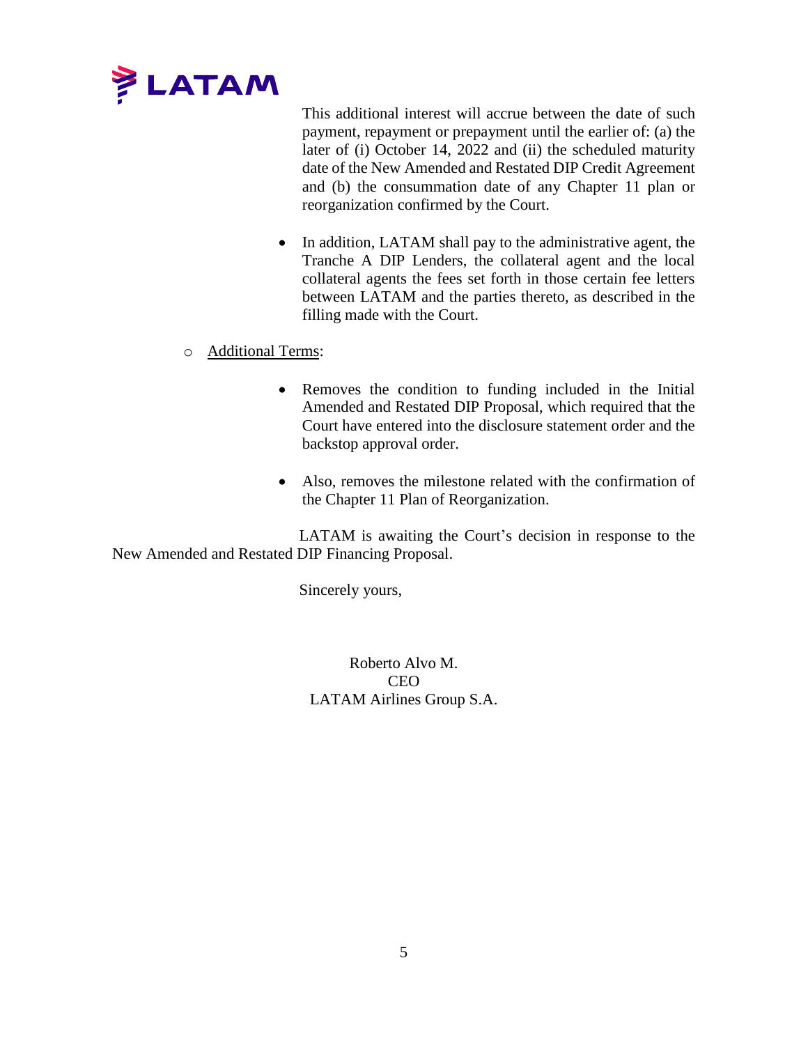This additional interest will accrue between the date of such payment, repayment or prepayment until the earlier of: (a) the later of (i) October 14, 2022 and (ii) the scheduled maturity date of the New Amended and Restated DIP Credit Agreement and (b) the consummation date of any Chapter 11 plan or reorganization confirmed by the Court.

- In addition, LATAM shall pay to the administrative agent, the Tranche A DIP Lenders, the collateral agent and the local collateral agents the fees set forth in those certain fee letters between LATAM and the parties thereto, as described in the filling made with the Court.

  - Additional Terms:

    - Removes the condition to funding included in the Initial Amended and Restated DIP Proposal, which required that the Court have entered into the disclosure statement order and the backstop approval order.

    - Also, removes the milestone related with the confirmation of the Chapter 11 Plan of Reorganization.

LATAM is awaiting the Court's decision in response to the New Amended and Restated DIP Financing Proposal.

Sincerely yours,

Roberto Alvo M.
CEO
LATAM Airlines Group S.A.